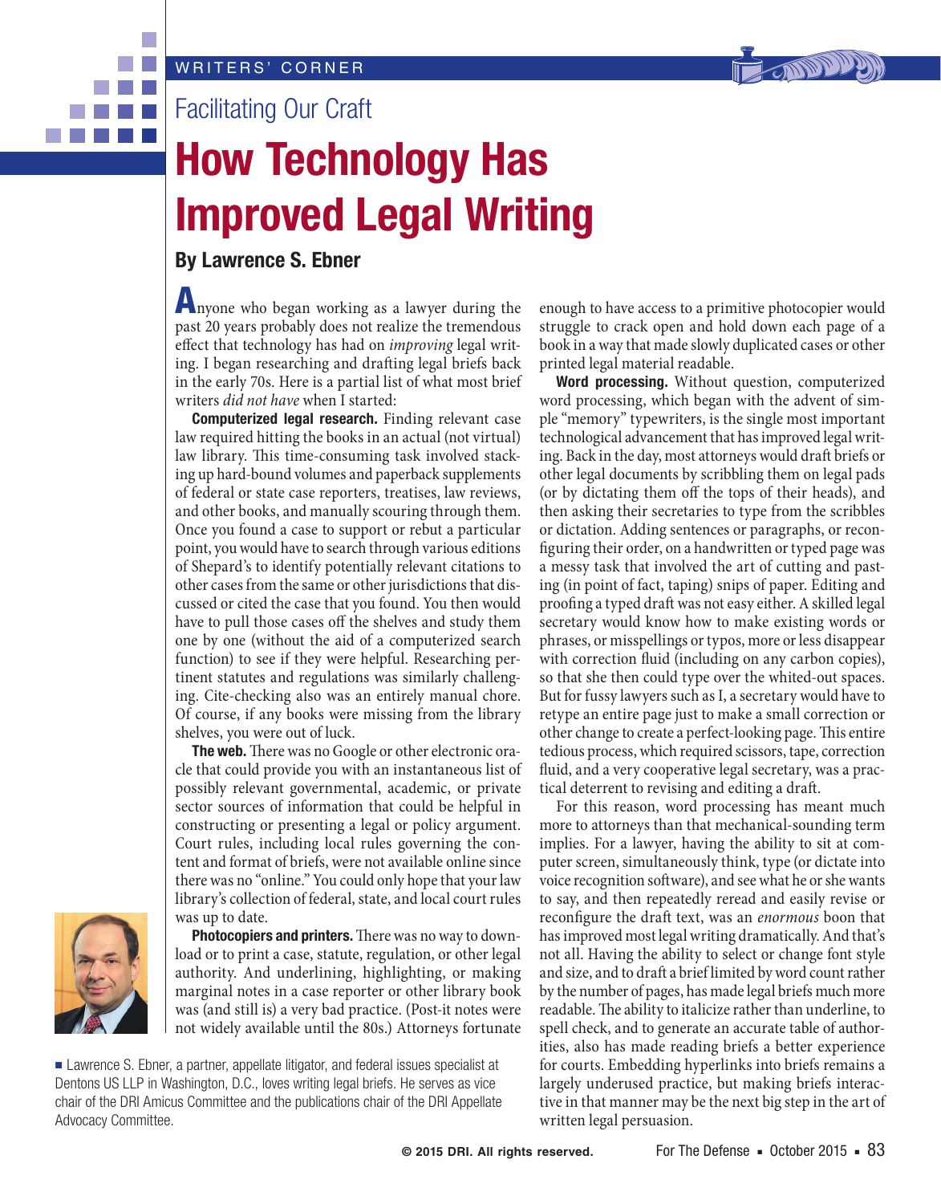WRITERS' CORNER

## Facilitating Our Craft

# How Technology Has Improved Legal Writing

### By Lawrence S. Ebner

Anyone who began working as a lawyer during the past 20 years probably does not realize the tremendous effect that technology has had on *improving* legal writing. I began researching and drafting legal briefs back in the early 70s. Here is a partial list of what most brief writers *did not have* when I started:

**Computerized legal research.** Finding relevant case law required hitting the books in an actual (not virtual) law library. This time-consuming task involved stacking up hard-bound volumes and paperback supplements of federal or state case reporters, treatises, law reviews, and other books, and manually scouring through them. Once you found a case to support or rebut a particular point, you would have to search through various editions of Shepard's to identify potentially relevant citations to other cases from the same or other jurisdictions that discussed or cited the case that you found. You then would have to pull those cases off the shelves and study them one by one (without the aid of a computerized search function) to see if they were helpful. Researching pertinent statutes and regulations was similarly challenging. Cite-checking also was an entirely manual chore. Of course, if any books were missing from the library shelves, you were out of luck.

**The web.** There was no Google or other electronic oracle that could provide you with an instantaneous list of possibly relevant governmental, academic, or private sector sources of information that could be helpful in constructing or presenting a legal or policy argument. Court rules, including local rules governing the content and format of briefs, were not available online since there was no "online." You could only hope that your law library's collection of federal, state, and local court rules was up to date.

**Photocopiers and printers.** There was no way to download or to print a case, statute, regulation, or other legal authority. And underlining, highlighting, or making marginal notes in a case reporter or other library book was (and still is) a very bad practice. (Post-it notes were not widely available until the 80s.) Attorneys fortunate enough to have access to a primitive photocopier would struggle to crack open and hold down each page of a book in a way that made slowly duplicated cases or other printed legal material readable.

**Word processing.** Without question, computerized word processing, which began with the advent of simple "memory" typewriters, is the single most important technological advancement that has improved legal writing. Back in the day, most attorneys would draft briefs or other legal documents by scribbling them on legal pads (or by dictating them off the tops of their heads), and then asking their secretaries to type from the scribbles or dictation. Adding sentences or paragraphs, or reconfiguring their order, on a handwritten or typed page was a messy task that involved the art of cutting and pasting (in point of fact, taping) snips of paper. Editing and proofing a typed draft was not easy either. A skilled legal secretary would know how to make existing words or phrases, or misspellings or typos, more or less disappear with correction fluid (including on any carbon copies), so that she then could type over the whited-out spaces. But for fussy lawyers such as I, a secretary would have to retype an entire page just to make a small correction or other change to create a perfect-looking page. This entire tedious process, which required scissors, tape, correction fluid, and a very cooperative legal secretary, was a practical deterrent to revising and editing a draft.

For this reason, word processing has meant much more to attorneys than that mechanical-sounding term implies. For a lawyer, having the ability to sit at computer screen, simultaneously think, type (or dictate into voice recognition software), and see what he or she wants to say, and then repeatedly reread and easily revise or reconfigure the draft text, was an *enormous* boon that has improved most legal writing dramatically. And that's not all. Having the ability to select or change font style and size, and to draft a brief limited by word count rather by the number of pages, has made legal briefs much more readable. The ability to italicize rather than underline, to spell check, and to generate an accurate table of authorities, also has made reading briefs a better experience for courts. Embedding hyperlinks into briefs remains a largely underused practice, but making briefs interactive in that manner may be the next big step in the art of written legal persuasion.

■ Lawrence S. Ebner, a partner, appellate litigator, and federal issues specialist at Dentons US LLP in Washington, D.C., loves writing legal briefs. He serves as vice chair of the DRI Amicus Committee and the publications chair of the DRI Appellate Advocacy Committee.

© 2015 DRI. All rights reserved.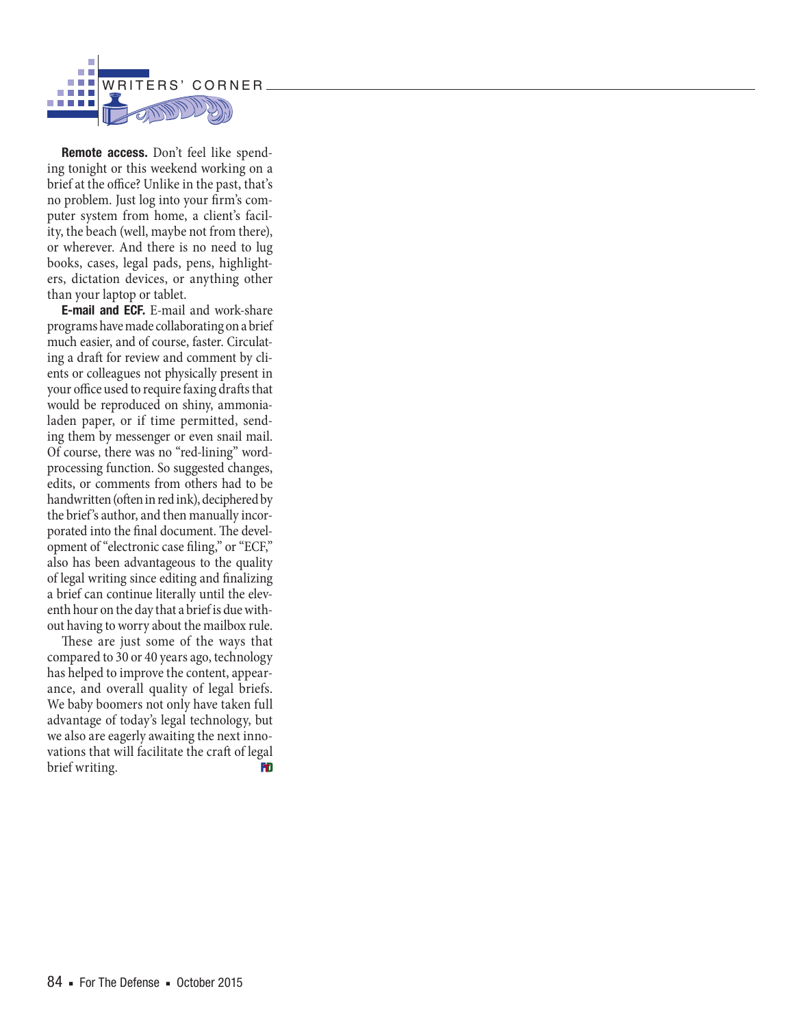**Remote access.** Don't feel like spending tonight or this weekend working on a brief at the office? Unlike in the past, that's no problem. Just log into your firm's computer system from home, a client's facility, the beach (well, maybe not from there), or wherever. And there is no need to lug books, cases, legal pads, pens, highlighters, dictation devices, or anything other than your laptop or tablet.

**E-mail and ECF.** E-mail and work-share programs have made collaborating on a brief much easier, and of course, faster. Circulating a draft for review and comment by clients or colleagues not physically present in your office used to require faxing drafts that would be reproduced on shiny, ammonia-laden paper, or if time permitted, sending them by messenger or even snail mail. Of course, there was no "red-lining" word-processing function. So suggested changes, edits, or comments from others had to be handwritten (often in red ink), deciphered by the brief's author, and then manually incorporated into the final document. The development of "electronic case filing," or "ECF," also has been advantageous to the quality of legal writing since editing and finalizing a brief can continue literally until the eleventh hour on the day that a brief is due without having to worry about the mailbox rule.

These are just some of the ways that compared to 30 or 40 years ago, technology has helped to improve the content, appearance, and overall quality of legal briefs. We baby boomers not only have taken full advantage of today's legal technology, but we also are eagerly awaiting the next innovations that will facilitate the craft of legal brief writing.